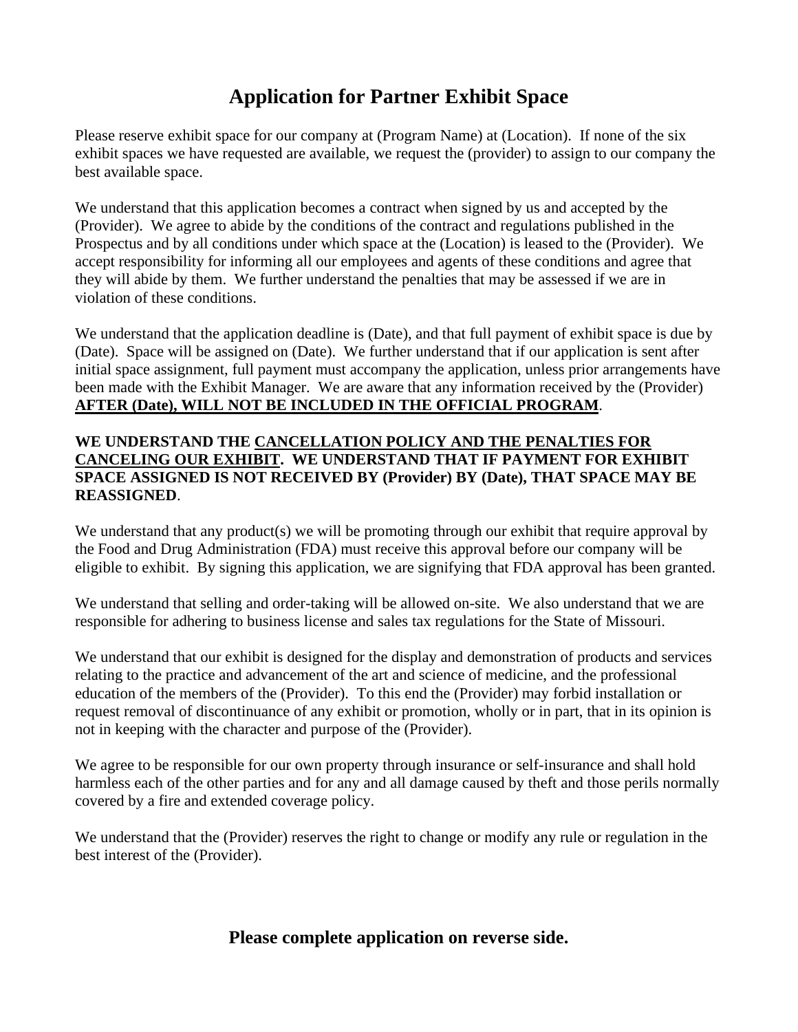# Application for Partner Exhibit Space

Please reserve exhibit space for our company at (Program Name) at (Location). If none of the six exhibit spaces we have requested are available, we request the (provider) to assign to our company the best available space.

We understand that this application becomes a contract when signed by us and accepted by the (Provider). We agree to abide by the conditions of the contract and regulations published in the Prospectus and by all conditions under which space at the (Location) is leased to the (Provider). We accept responsibility for informing all our employees and agents of these conditions and agree that they will abide by them. We further understand the penalties that may be assessed if we are in violation of these conditions.

We understand that the application deadline is (Date), and that full payment of exhibit space is due by (Date). Space will be assigned on (Date). We further understand that if our application is sent after initial space assignment, full payment must accompany the application, unless prior arrangements have been made with the Exhibit Manager. We are aware that any information received by the (Provider) **<u>AFTER (Date), WILL NOT BE INCLUDED IN THE OFFICIAL PROGRAM</u>**.

**WE UNDERSTAND THE <u>CANCELLATION POLICY AND THE PENALTIES FOR CANCELING OUR EXHIBIT</u>. WE UNDERSTAND THAT IF PAYMENT FOR EXHIBIT SPACE ASSIGNED IS NOT RECEIVED BY (Provider) BY (Date), THAT SPACE MAY BE REASSIGNED**.

We understand that any product(s) we will be promoting through our exhibit that require approval by the Food and Drug Administration (FDA) must receive this approval before our company will be eligible to exhibit. By signing this application, we are signifying that FDA approval has been granted.

We understand that selling and order-taking will be allowed on-site. We also understand that we are responsible for adhering to business license and sales tax regulations for the State of Missouri.

We understand that our exhibit is designed for the display and demonstration of products and services relating to the practice and advancement of the art and science of medicine, and the professional education of the members of the (Provider). To this end the (Provider) may forbid installation or request removal of discontinuance of any exhibit or promotion, wholly or in part, that in its opinion is not in keeping with the character and purpose of the (Provider).

We agree to be responsible for our own property through insurance or self-insurance and shall hold harmless each of the other parties and for any and all damage caused by theft and those perils normally covered by a fire and extended coverage policy.

We understand that the (Provider) reserves the right to change or modify any rule or regulation in the best interest of the (Provider).

**Please complete application on reverse side.**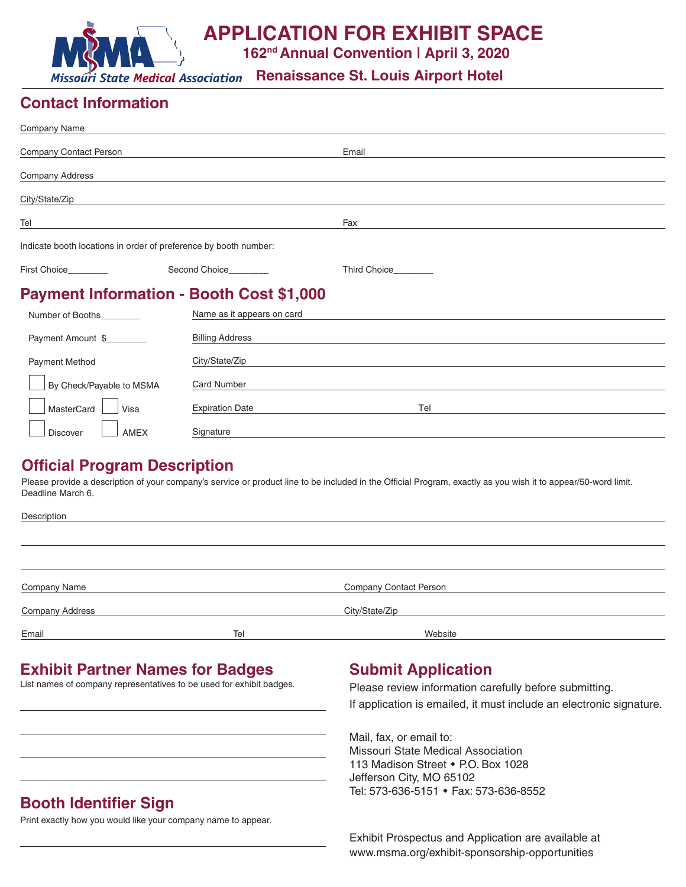Missouri State Medical Association

# APPLICATION FOR EXHIBIT SPACE

### 162nd Annual Convention | April 3, 2020

### Renaissance St. Louis Airport Hotel

## Contact Information

Company Name

Company Contact Person Email

Company Address

City/State/Zip

Tel Fax

Indicate booth locations in order of preference by booth number:

First Choice________ Second Choice________ Third Choice________

## Payment Information - Booth Cost $1,000

Number of Booths________

Payment Amount $________

Payment Method

- ☐ By Check/Payable to MSMA
- ☐ MasterCard ☐ Visa
- ☐ Discover ☐ AMEX

Name as it appears on card

Billing Address

City/State/Zip

Card Number

Expiration Date Tel

Signature

## Official Program Description

Please provide a description of your company's service or product line to be included in the Official Program, exactly as you wish it to appear/50-word limit. Deadline March 6.

Description

Company Name Company Contact Person

Company Address City/State/Zip

Email Tel Website

## Exhibit Partner Names for Badges

List names of company representatives to be used for exhibit badges.

## Booth Identifier Sign

Print exactly how you would like your company name to appear.

## Submit Application

Please review information carefully before submitting.

If application is emailed, it must include an electronic signature.

Mail, fax, or email to:
Missouri State Medical Association
113 Madison Street ◆ P.O. Box 1028
Jefferson City, MO 65102
Tel: 573-636-5151 ◆ Fax: 573-636-8552

Exhibit Prospectus and Application are available at
www.msma.org/exhibit-sponsorship-opportunities